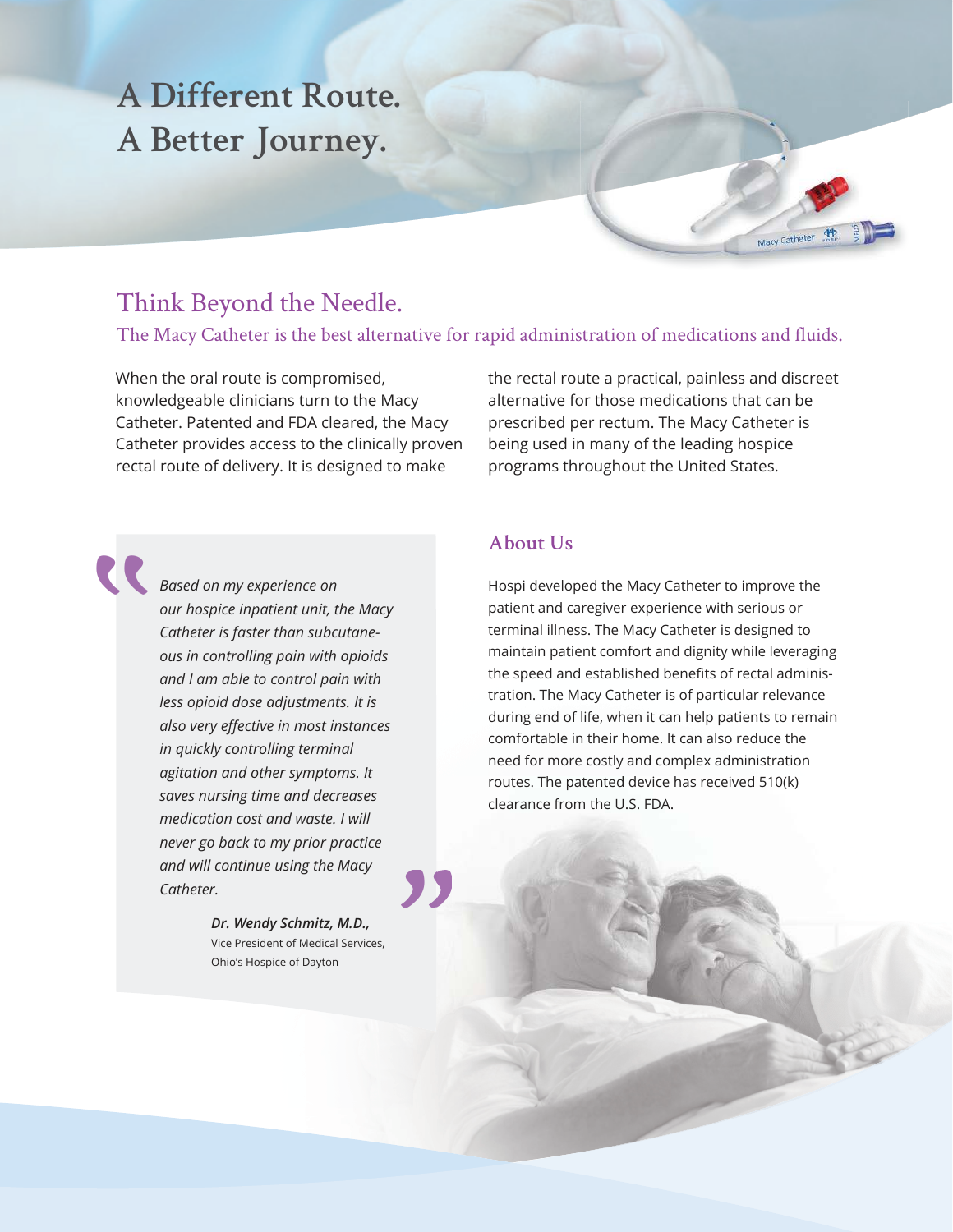# A Different Route. A Better Journey.

## Think Beyond the Needle.

### The Macy Catheter is the best alternative for rapid administration of medications and fluids.

When the oral route is compromised, knowledgeable clinicians turn to the Macy Catheter. Patented and FDA cleared, the Macy Catheter provides access to the clinically proven rectal route of delivery. It is designed to make the rectal route a practical, painless and discreet alternative for those medications that can be prescribed per rectum. The Macy Catheter is being used in many of the leading hospice programs throughout the United States.

> *Based on my experience on our hospice inpatient unit, the Macy Catheter is faster than subcutaneous in controlling pain with opioids and I am able to control pain with less opioid dose adjustments. It is also very effective in most instances in quickly controlling terminal agitation and other symptoms. It saves nursing time and decreases medication cost and waste. I will never go back to my prior practice and will continue using the Macy Catheter.*
>
> ***Dr. Wendy Schmitz, M.D.,***
> Vice President of Medical Services,
> Ohio's Hospice of Dayton

## About Us

Hospi developed the Macy Catheter to improve the patient and caregiver experience with serious or terminal illness. The Macy Catheter is designed to maintain patient comfort and dignity while leveraging the speed and established benefits of rectal administration. The Macy Catheter is of particular relevance during end of life, when it can help patients to remain comfortable in their home. It can also reduce the need for more costly and complex administration routes. The patented device has received 510(k) clearance from the U.S. FDA.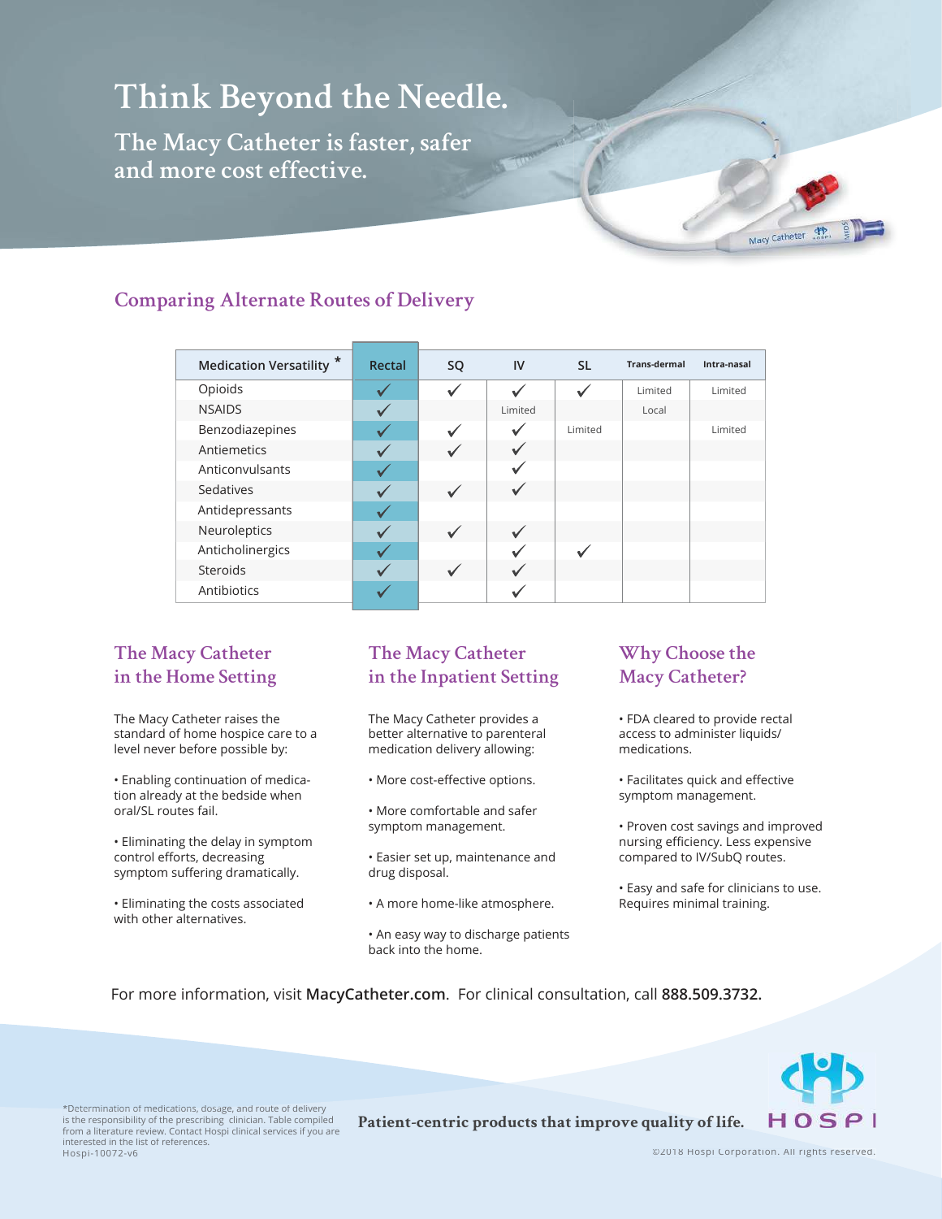# Think Beyond the Needle.

## The Macy Catheter is faster, safer and more cost effective.

## Comparing Alternate Routes of Delivery

| Medication Versatility * | Rectal | SQ | IV | SL | Trans-dermal | Intra-nasal |
|---|---|---|---|---|---|---|
| Opioids | ✓ | ✓ | ✓ | ✓ | Limited | Limited |
| NSAIDS | ✓ | | Limited | | Local | |
| Benzodiazepines | ✓ | ✓ | ✓ | Limited | | Limited |
| Antiemetics | ✓ | ✓ | ✓ | | | |
| Anticonvulsants | ✓ | | ✓ | | | |
| Sedatives | ✓ | ✓ | ✓ | | | |
| Antidepressants | ✓ | | | | | |
| Neuroleptics | ✓ | ✓ | ✓ | | | |
| Anticholinergics | ✓ | | ✓ | ✓ | | |
| Steroids | ✓ | ✓ | ✓ | | | |
| Antibiotics | ✓ | | ✓ | | | |

### The Macy Catheter in the Home Setting

The Macy Catheter raises the standard of home hospice care to a level never before possible by:

- Enabling continuation of medication already at the bedside when oral/SL routes fail.
- Eliminating the delay in symptom control efforts, decreasing symptom suffering dramatically.
- Eliminating the costs associated with other alternatives.

### The Macy Catheter in the Inpatient Setting

The Macy Catheter provides a better alternative to parenteral medication delivery allowing:

- More cost-effective options.
- More comfortable and safer symptom management.
- Easier set up, maintenance and drug disposal.
- A more home-like atmosphere.
- An easy way to discharge patients back into the home.

### Why Choose the Macy Catheter?

- FDA cleared to provide rectal access to administer liquids/ medications.
- Facilitates quick and effective symptom management.
- Proven cost savings and improved nursing efficiency. Less expensive compared to IV/SubQ routes.
- Easy and safe for clinicians to use. Requires minimal training.

For more information, visit **MacyCatheter.com**. For clinical consultation, call **888.509.3732.**

*Determination of medications, dosage, and route of delivery is the responsibility of the prescribing clinician. Table compiled from a literature review. Contact Hospi clinical services if you are interested in the list of references.
Hospi-10072-v6

**Patient-centric products that improve quality of life.**

HOSPI

©2018 Hospi Corporation. All rights reserved.